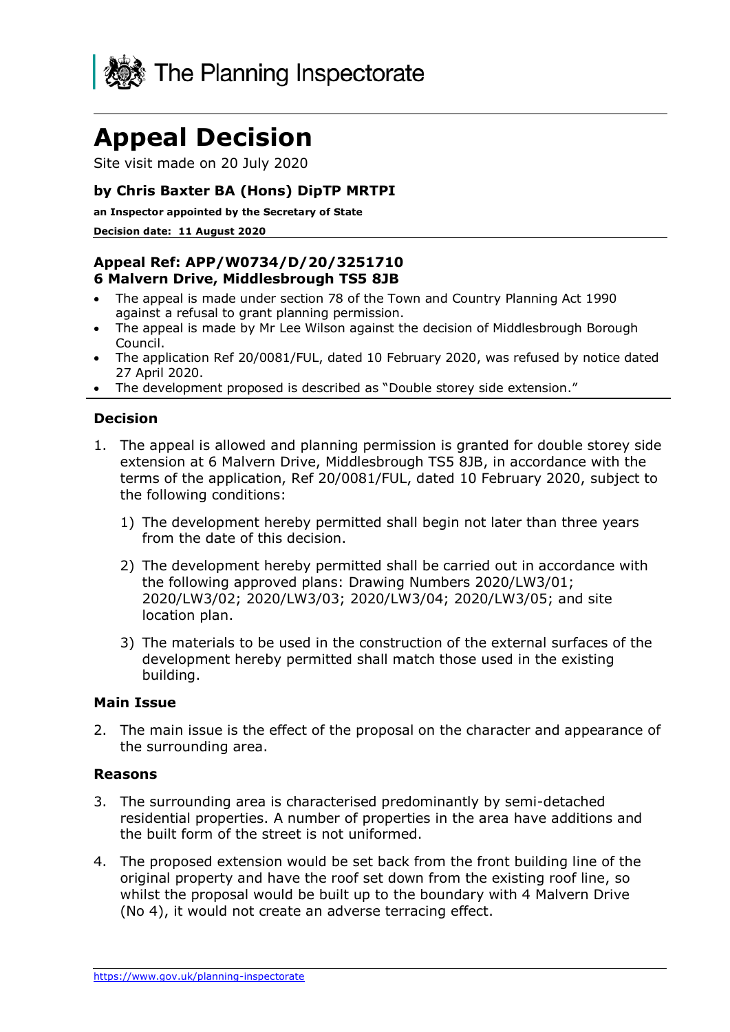The Planning Inspectorate

# Appeal Decision

Site visit made on 20 July 2020

**by Chris Baxter BA (Hons) DipTP MRTPI**

**an Inspector appointed by the Secretary of State**

**Decision date: 11 August 2020**

**Appeal Ref: APP/W0734/D/20/3251710**
**6 Malvern Drive, Middlesbrough TS5 8JB**

- The appeal is made under section 78 of the Town and Country Planning Act 1990 against a refusal to grant planning permission.
- The appeal is made by Mr Lee Wilson against the decision of Middlesbrough Borough Council.
- The application Ref 20/0081/FUL, dated 10 February 2020, was refused by notice dated 27 April 2020.
- The development proposed is described as "Double storey side extension."

### Decision

1. The appeal is allowed and planning permission is granted for double storey side extension at 6 Malvern Drive, Middlesbrough TS5 8JB, in accordance with the terms of the application, Ref 20/0081/FUL, dated 10 February 2020, subject to the following conditions:

    1) The development hereby permitted shall begin not later than three years from the date of this decision.

    2) The development hereby permitted shall be carried out in accordance with the following approved plans: Drawing Numbers 2020/LW3/01; 2020/LW3/02; 2020/LW3/03; 2020/LW3/04; 2020/LW3/05; and site location plan.

    3) The materials to be used in the construction of the external surfaces of the development hereby permitted shall match those used in the existing building.

### Main Issue

2. The main issue is the effect of the proposal on the character and appearance of the surrounding area.

### Reasons

3. The surrounding area is characterised predominantly by semi-detached residential properties. A number of properties in the area have additions and the built form of the street is not uniformed.

4. The proposed extension would be set back from the front building line of the original property and have the roof set down from the existing roof line, so whilst the proposal would be built up to the boundary with 4 Malvern Drive (No 4), it would not create an adverse terracing effect.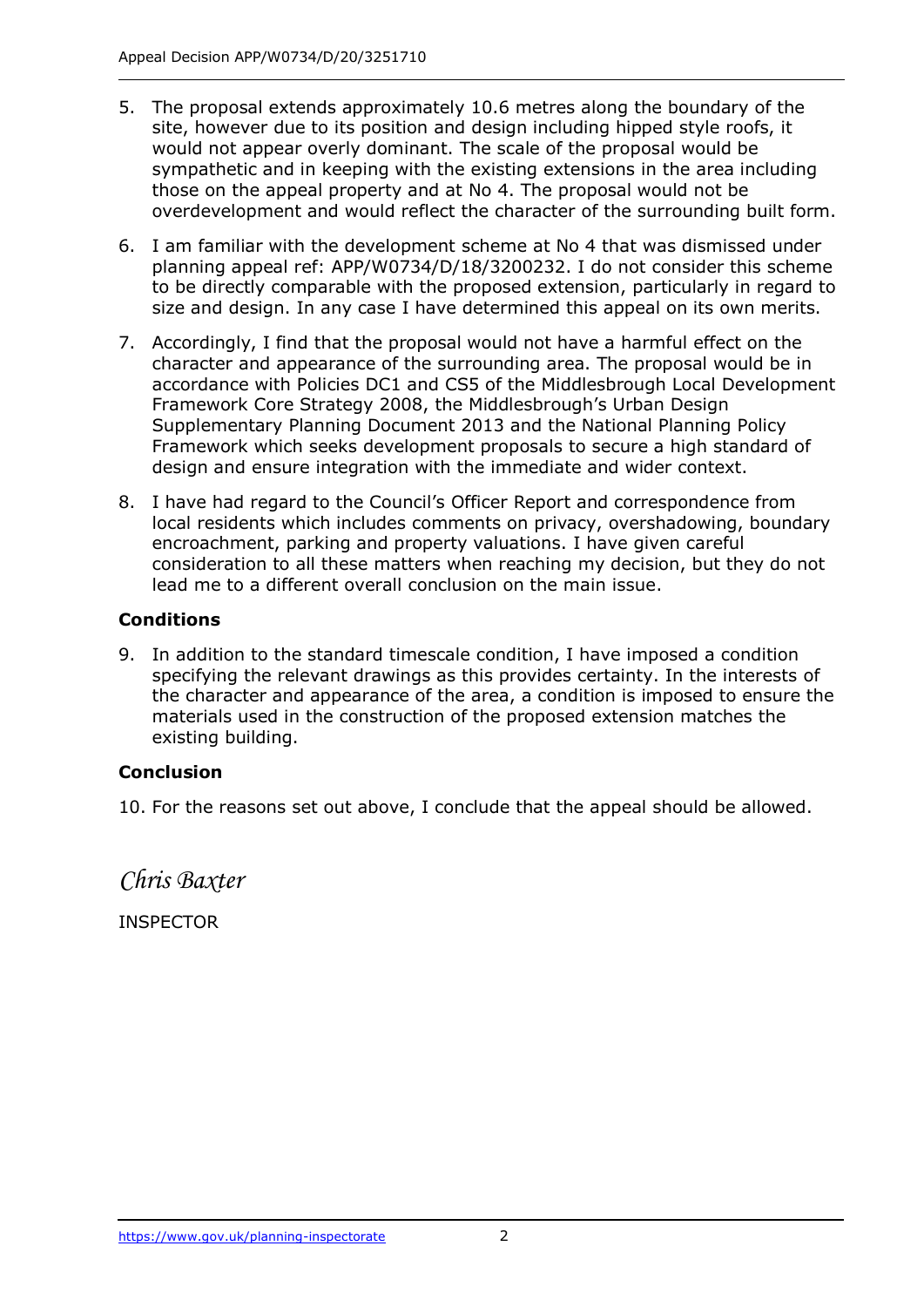5. The proposal extends approximately 10.6 metres along the boundary of the site, however due to its position and design including hipped style roofs, it would not appear overly dominant. The scale of the proposal would be sympathetic and in keeping with the existing extensions in the area including those on the appeal property and at No 4. The proposal would not be overdevelopment and would reflect the character of the surrounding built form.

6. I am familiar with the development scheme at No 4 that was dismissed under planning appeal ref: APP/W0734/D/18/3200232. I do not consider this scheme to be directly comparable with the proposed extension, particularly in regard to size and design. In any case I have determined this appeal on its own merits.

7. Accordingly, I find that the proposal would not have a harmful effect on the character and appearance of the surrounding area. The proposal would be in accordance with Policies DC1 and CS5 of the Middlesbrough Local Development Framework Core Strategy 2008, the Middlesbrough's Urban Design Supplementary Planning Document 2013 and the National Planning Policy Framework which seeks development proposals to secure a high standard of design and ensure integration with the immediate and wider context.

8. I have had regard to the Council's Officer Report and correspondence from local residents which includes comments on privacy, overshadowing, boundary encroachment, parking and property valuations. I have given careful consideration to all these matters when reaching my decision, but they do not lead me to a different overall conclusion on the main issue.

## Conditions

9. In addition to the standard timescale condition, I have imposed a condition specifying the relevant drawings as this provides certainty. In the interests of the character and appearance of the area, a condition is imposed to ensure the materials used in the construction of the proposed extension matches the existing building.

## Conclusion

10. For the reasons set out above, I conclude that the appeal should be allowed.

*Chris Baxter*

INSPECTOR